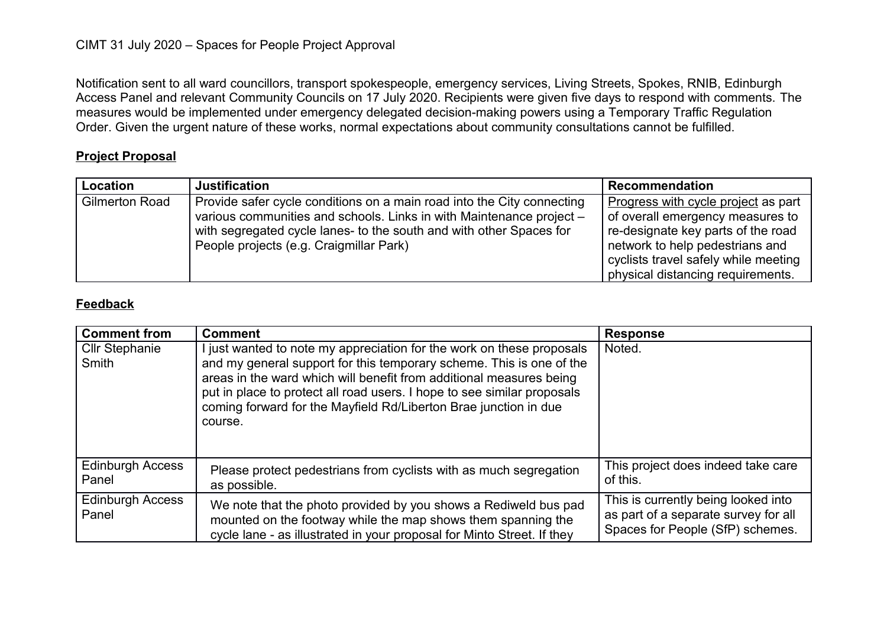CIMT 31 July 2020 – Spaces for People Project Approval

Notification sent to all ward councillors, transport spokespeople, emergency services, Living Streets, Spokes, RNIB, Edinburgh Access Panel and relevant Community Councils on 17 July 2020. Recipients were given five days to respond with comments. The measures would be implemented under emergency delegated decision-making powers using a Temporary Traffic Regulation Order. Given the urgent nature of these works, normal expectations about community consultations cannot be fulfilled.

## Project Proposal

| Location | Justification | Recommendation |
|---|---|---|
| Gilmerton Road | Provide safer cycle conditions on a main road into the City connecting various communities and schools. Links in with Maintenance project – with segregated cycle lanes- to the south and with other Spaces for People projects (e.g. Craigmillar Park) | Progress with cycle project as part of overall emergency measures to re-designate key parts of the road network to help pedestrians and cyclists travel safely while meeting physical distancing requirements. |

## Feedback

| Comment from | Comment | Response |
|---|---|---|
| Cllr Stephanie Smith | I just wanted to note my appreciation for the work on these proposals and my general support for this temporary scheme. This is one of the areas in the ward which will benefit from additional measures being put in place to protect all road users. I hope to see similar proposals coming forward for the Mayfield Rd/Liberton Brae junction in due course. | Noted. |
| Edinburgh Access Panel | Please protect pedestrians from cyclists with as much segregation as possible. | This project does indeed take care of this. |
| Edinburgh Access Panel | We note that the photo provided by you shows a Rediweld bus pad mounted on the footway while the map shows them spanning the cycle lane - as illustrated in your proposal for Minto Street. If they | This is currently being looked into as part of a separate survey for all Spaces for People (SfP) schemes. |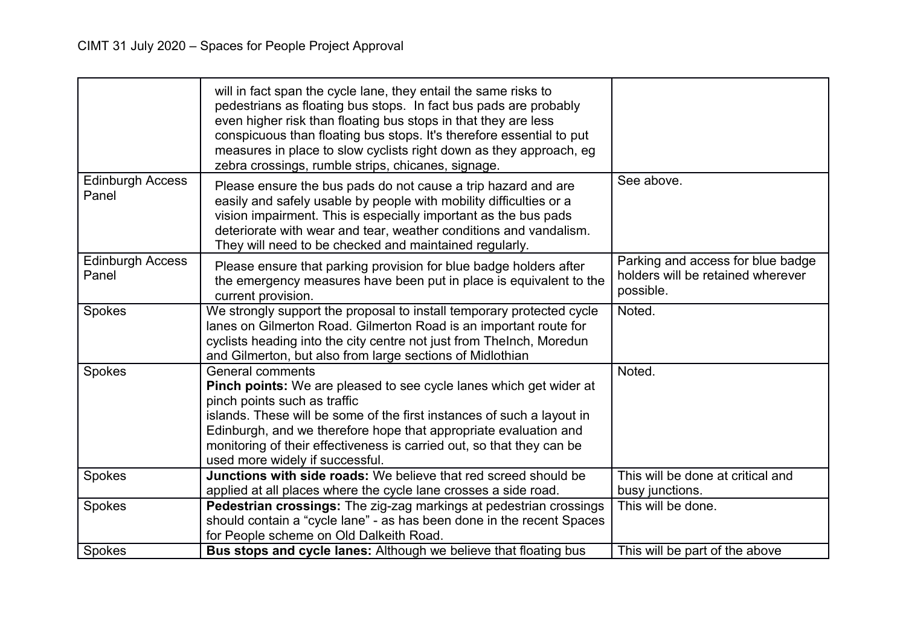| | | |
|---|---|---|
| | will in fact span the cycle lane, they entail the same risks to pedestrians as floating bus stops. In fact bus pads are probably even higher risk than floating bus stops in that they are less conspicuous than floating bus stops. It's therefore essential to put measures in place to slow cyclists right down as they approach, eg zebra crossings, rumble strips, chicanes, signage. | |
| Edinburgh Access Panel | Please ensure the bus pads do not cause a trip hazard and are easily and safely usable by people with mobility difficulties or a vision impairment. This is especially important as the bus pads deteriorate with wear and tear, weather conditions and vandalism. They will need to be checked and maintained regularly. | See above. |
| Edinburgh Access Panel | Please ensure that parking provision for blue badge holders after the emergency measures have been put in place is equivalent to the current provision. | Parking and access for blue badge holders will be retained wherever possible. |
| Spokes | We strongly support the proposal to install temporary protected cycle lanes on Gilmerton Road. Gilmerton Road is an important route for cyclists heading into the city centre not just from TheInch, Moredun and Gilmerton, but also from large sections of Midlothian | Noted. |
| Spokes | General comments<br>**Pinch points:** We are pleased to see cycle lanes which get wider at pinch points such as traffic<br>islands. These will be some of the first instances of such a layout in Edinburgh, and we therefore hope that appropriate evaluation and monitoring of their effectiveness is carried out, so that they can be used more widely if successful. | Noted. |
| Spokes | **Junctions with side roads:** We believe that red screed should be applied at all places where the cycle lane crosses a side road. | This will be done at critical and busy junctions. |
| Spokes | **Pedestrian crossings:** The zig-zag markings at pedestrian crossings should contain a "cycle lane" - as has been done in the recent Spaces for People scheme on Old Dalkeith Road. | This will be done. |
| Spokes | **Bus stops and cycle lanes:** Although we believe that floating bus | This will be part of the above |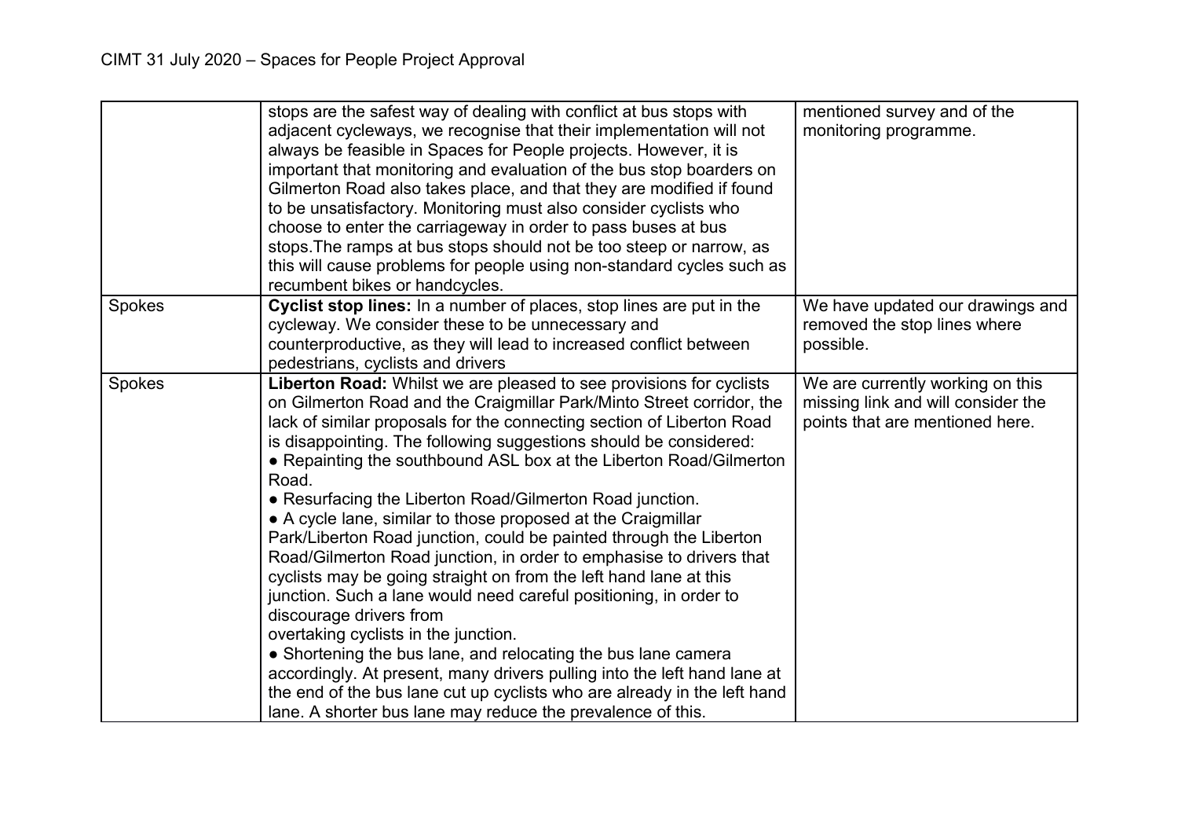| | | |
|---|---|---|
| | stops are the safest way of dealing with conflict at bus stops with adjacent cycleways, we recognise that their implementation will not always be feasible in Spaces for People projects. However, it is important that monitoring and evaluation of the bus stop boarders on Gilmerton Road also takes place, and that they are modified if found to be unsatisfactory. Monitoring must also consider cyclists who choose to enter the carriageway in order to pass buses at bus stops.The ramps at bus stops should not be too steep or narrow, as this will cause problems for people using non-standard cycles such as recumbent bikes or handcycles. | mentioned survey and of the monitoring programme. |
| Spokes | **Cyclist stop lines:** In a number of places, stop lines are put in the cycleway. We consider these to be unnecessary and counterproductive, as they will lead to increased conflict between pedestrians, cyclists and drivers | We have updated our drawings and removed the stop lines where possible. |
| Spokes | **Liberton Road:** Whilst we are pleased to see provisions for cyclists on Gilmerton Road and the Craigmillar Park/Minto Street corridor, the lack of similar proposals for the connecting section of Liberton Road is disappointing. The following suggestions should be considered:<br>● Repainting the southbound ASL box at the Liberton Road/Gilmerton Road.<br>● Resurfacing the Liberton Road/Gilmerton Road junction.<br>● A cycle lane, similar to those proposed at the Craigmillar Park/Liberton Road junction, could be painted through the Liberton Road/Gilmerton Road junction, in order to emphasise to drivers that cyclists may be going straight on from the left hand lane at this junction. Such a lane would need careful positioning, in order to discourage drivers from overtaking cyclists in the junction.<br>● Shortening the bus lane, and relocating the bus lane camera accordingly. At present, many drivers pulling into the left hand lane at the end of the bus lane cut up cyclists who are already in the left hand lane. A shorter bus lane may reduce the prevalence of this. | We are currently working on this missing link and will consider the points that are mentioned here. |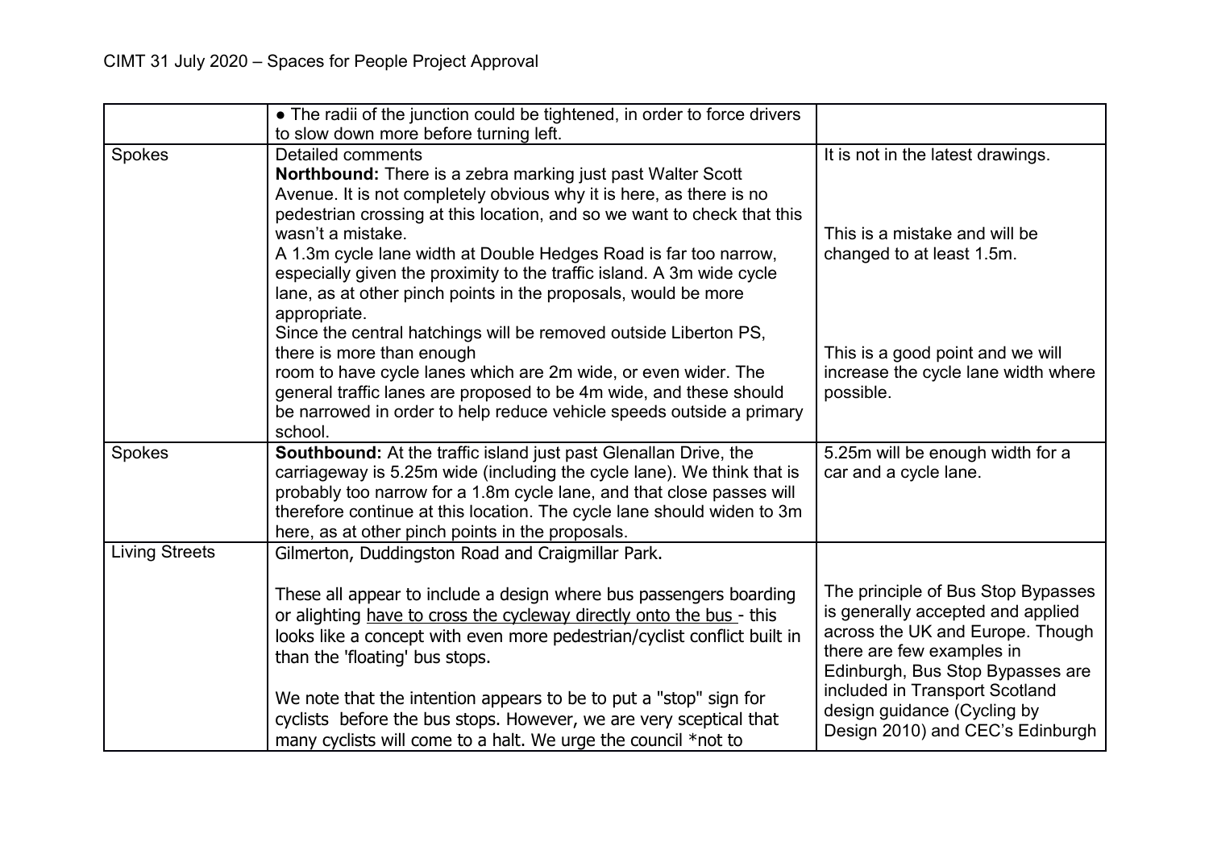| | | |
|---|---|---|
| | • The radii of the junction could be tightened, in order to force drivers to slow down more before turning left. | |
| Spokes | Detailed comments<br>**Northbound:** There is a zebra marking just past Walter Scott Avenue. It is not completely obvious why it is here, as there is no pedestrian crossing at this location, and so we want to check that this wasn't a mistake.<br>A 1.3m cycle lane width at Double Hedges Road is far too narrow, especially given the proximity to the traffic island. A 3m wide cycle lane, as at other pinch points in the proposals, would be more appropriate.<br>Since the central hatchings will be removed outside Liberton PS, there is more than enough room to have cycle lanes which are 2m wide, or even wider. The general traffic lanes are proposed to be 4m wide, and these should be narrowed in order to help reduce vehicle speeds outside a primary school. | It is not in the latest drawings.<br><br>This is a mistake and will be changed to at least 1.5m.<br><br>This is a good point and we will increase the cycle lane width where possible. |
| Spokes | **Southbound:** At the traffic island just past Glenallan Drive, the carriageway is 5.25m wide (including the cycle lane). We think that is probably too narrow for a 1.8m cycle lane, and that close passes will therefore continue at this location. The cycle lane should widen to 3m here, as at other pinch points in the proposals. | 5.25m will be enough width for a car and a cycle lane. |
| Living Streets | Gilmerton, Duddingston Road and Craigmillar Park.<br><br>These all appear to include a design where bus passengers boarding or alighting <u>have to cross the cycleway directly onto the bus</u> - this looks like a concept with even more pedestrian/cyclist conflict built in than the 'floating' bus stops.<br><br>We note that the intention appears to be to put a "stop" sign for cyclists before the bus stops. However, we are very sceptical that many cyclists will come to a halt. We urge the council *not to | The principle of Bus Stop Bypasses is generally accepted and applied across the UK and Europe. Though there are few examples in Edinburgh, Bus Stop Bypasses are included in Transport Scotland design guidance (Cycling by Design 2010) and CEC's Edinburgh |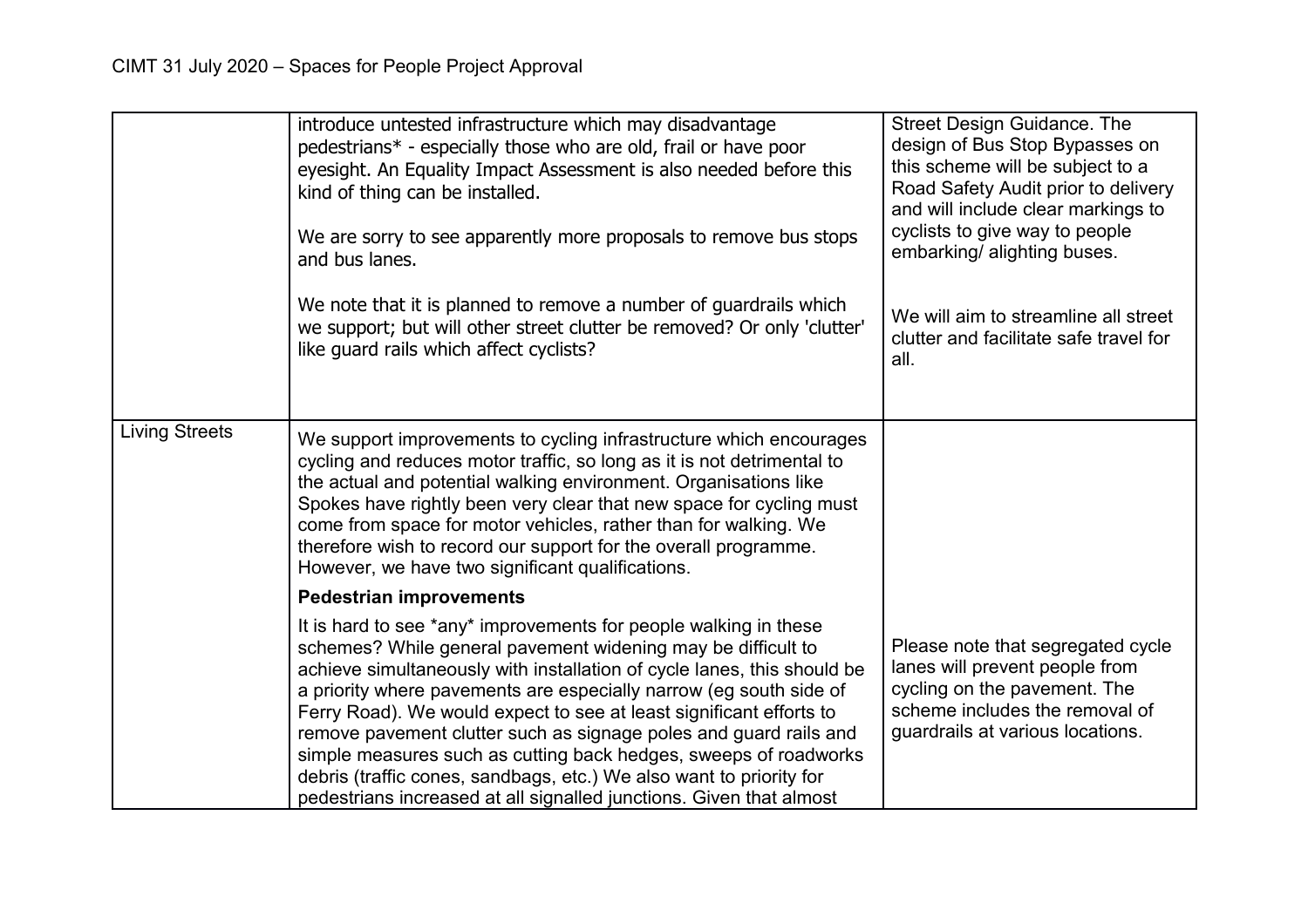| | | |
|---|---|---|
| | introduce untested infrastructure which may disadvantage pedestrians* - especially those who are old, frail or have poor eyesight. An Equality Impact Assessment is also needed before this kind of thing can be installed.<br><br>We are sorry to see apparently more proposals to remove bus stops and bus lanes.<br><br>We note that it is planned to remove a number of guardrails which we support; but will other street clutter be removed? Or only 'clutter' like guard rails which affect cyclists? | Street Design Guidance. The design of Bus Stop Bypasses on this scheme will be subject to a Road Safety Audit prior to delivery and will include clear markings to cyclists to give way to people embarking/ alighting buses.<br><br>We will aim to streamline all street clutter and facilitate safe travel for all. |
| Living Streets | We support improvements to cycling infrastructure which encourages cycling and reduces motor traffic, so long as it is not detrimental to the actual and potential walking environment. Organisations like Spokes have rightly been very clear that new space for cycling must come from space for motor vehicles, rather than for walking. We therefore wish to record our support for the overall programme. However, we have two significant qualifications.<br><br>**Pedestrian improvements**<br><br>It is hard to see *any* improvements for people walking in these schemes? While general pavement widening may be difficult to achieve simultaneously with installation of cycle lanes, this should be a priority where pavements are especially narrow (eg south side of Ferry Road). We would expect to see at least significant efforts to remove pavement clutter such as signage poles and guard rails and simple measures such as cutting back hedges, sweeps of roadworks debris (traffic cones, sandbags, etc.) We also want to priority for pedestrians increased at all signalled junctions. Given that almost | Please note that segregated cycle lanes will prevent people from cycling on the pavement. The scheme includes the removal of guardrails at various locations. |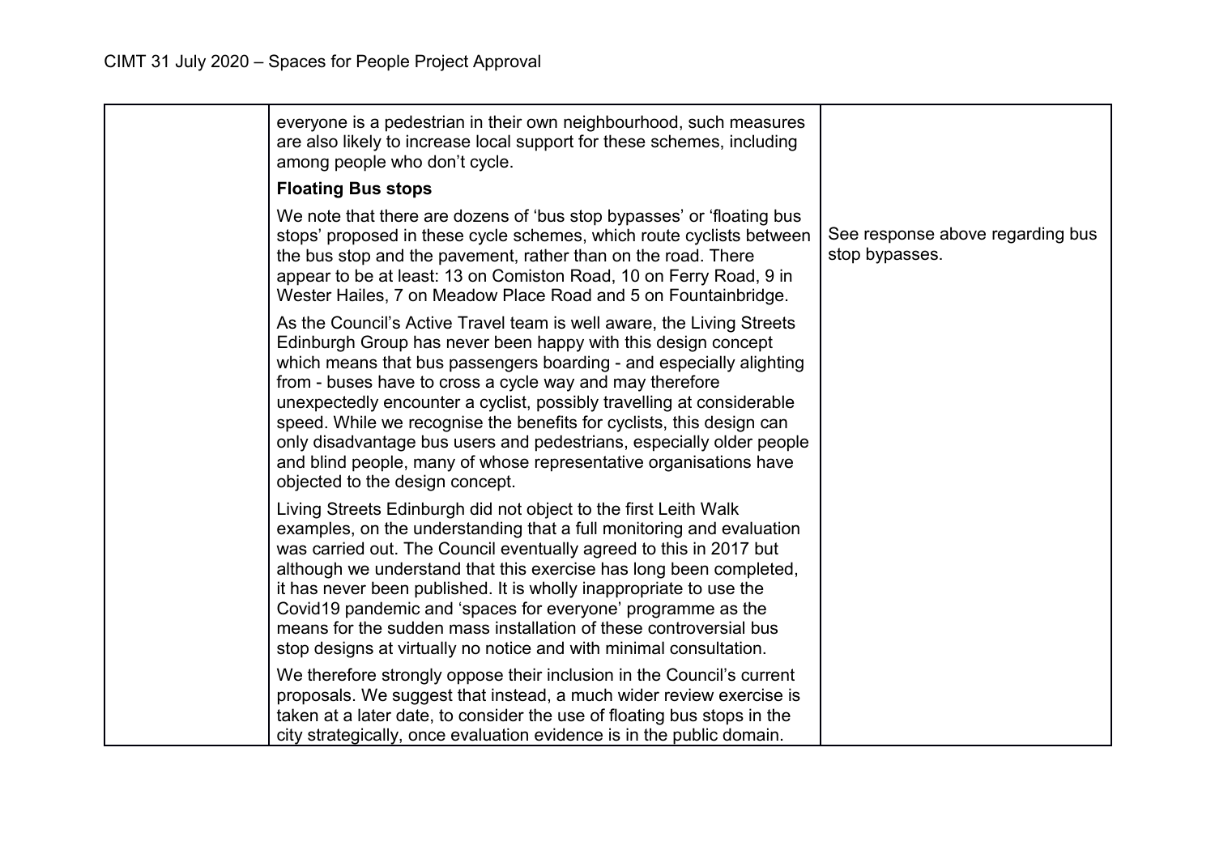| | | |
|---|---|---|
| | everyone is a pedestrian in their own neighbourhood, such measures are also likely to increase local support for these schemes, including among people who don't cycle.<br><br>**Floating Bus stops**<br><br>We note that there are dozens of 'bus stop bypasses' or 'floating bus stops' proposed in these cycle schemes, which route cyclists between the bus stop and the pavement, rather than on the road. There appear to be at least: 13 on Comiston Road, 10 on Ferry Road, 9 in Wester Hailes, 7 on Meadow Place Road and 5 on Fountainbridge.<br><br>As the Council's Active Travel team is well aware, the Living Streets Edinburgh Group has never been happy with this design concept which means that bus passengers boarding - and especially alighting from - buses have to cross a cycle way and may therefore unexpectedly encounter a cyclist, possibly travelling at considerable speed. While we recognise the benefits for cyclists, this design can only disadvantage bus users and pedestrians, especially older people and blind people, many of whose representative organisations have objected to the design concept.<br><br>Living Streets Edinburgh did not object to the first Leith Walk examples, on the understanding that a full monitoring and evaluation was carried out. The Council eventually agreed to this in 2017 but although we understand that this exercise has long been completed, it has never been published. It is wholly inappropriate to use the Covid19 pandemic and 'spaces for everyone' programme as the means for the sudden mass installation of these controversial bus stop designs at virtually no notice and with minimal consultation.<br><br>We therefore strongly oppose their inclusion in the Council's current proposals. We suggest that instead, a much wider review exercise is taken at a later date, to consider the use of floating bus stops in the city strategically, once evaluation evidence is in the public domain. | See response above regarding bus stop bypasses. |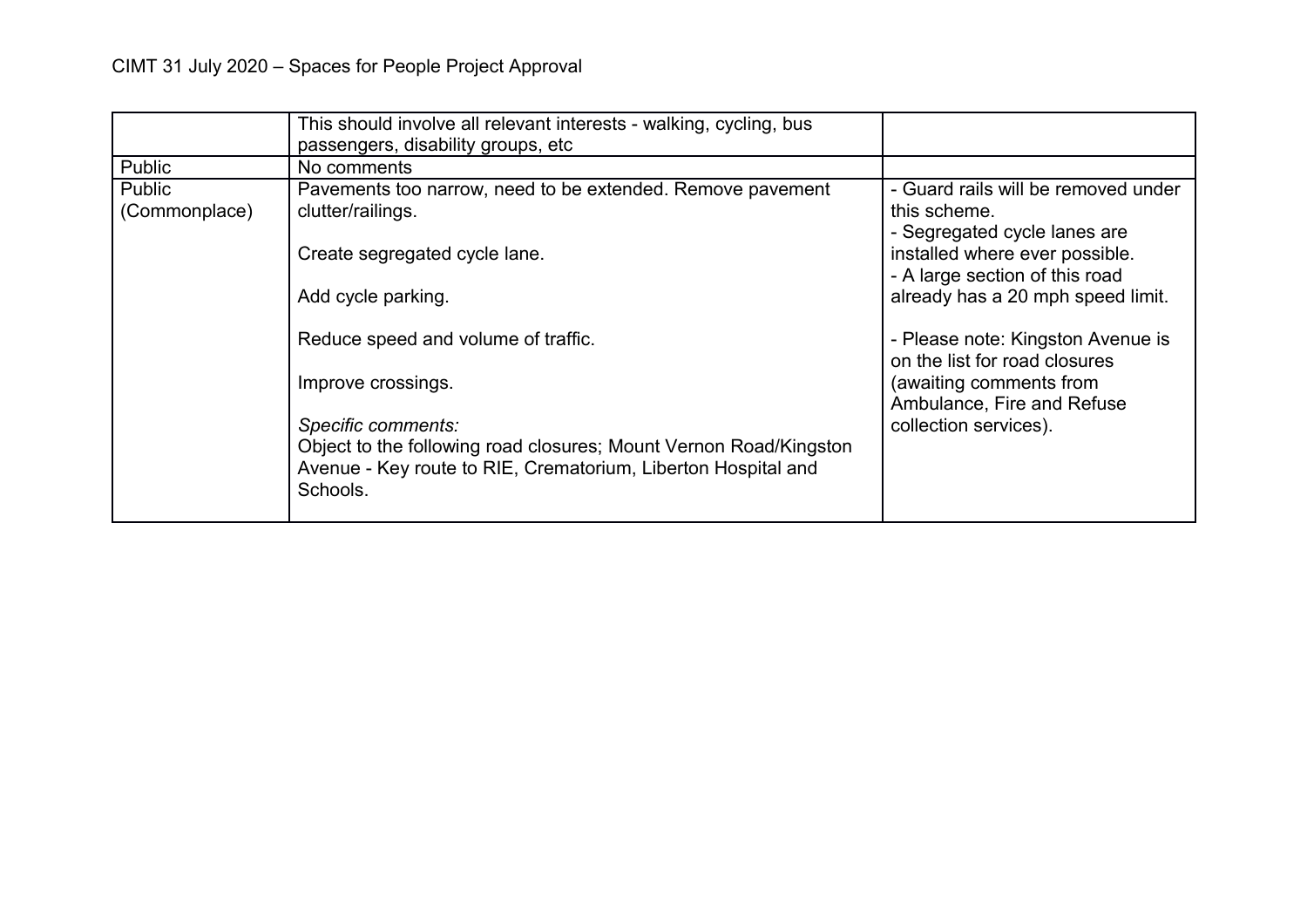| | | |
|---|---|---|
| | This should involve all relevant interests - walking, cycling, bus passengers, disability groups, etc | |
| Public | No comments | |
| Public (Commonplace) | Pavements too narrow, need to be extended. Remove pavement clutter/railings.<br><br>Create segregated cycle lane.<br><br>Add cycle parking.<br><br>Reduce speed and volume of traffic.<br><br>Improve crossings.<br><br>*Specific comments:*<br>Object to the following road closures; Mount Vernon Road/Kingston Avenue - Key route to RIE, Crematorium, Liberton Hospital and Schools. | - Guard rails will be removed under this scheme.<br>- Segregated cycle lanes are installed where ever possible.<br>- A large section of this road already has a 20 mph speed limit.<br><br>- Please note: Kingston Avenue is on the list for road closures (awaiting comments from Ambulance, Fire and Refuse collection services). |